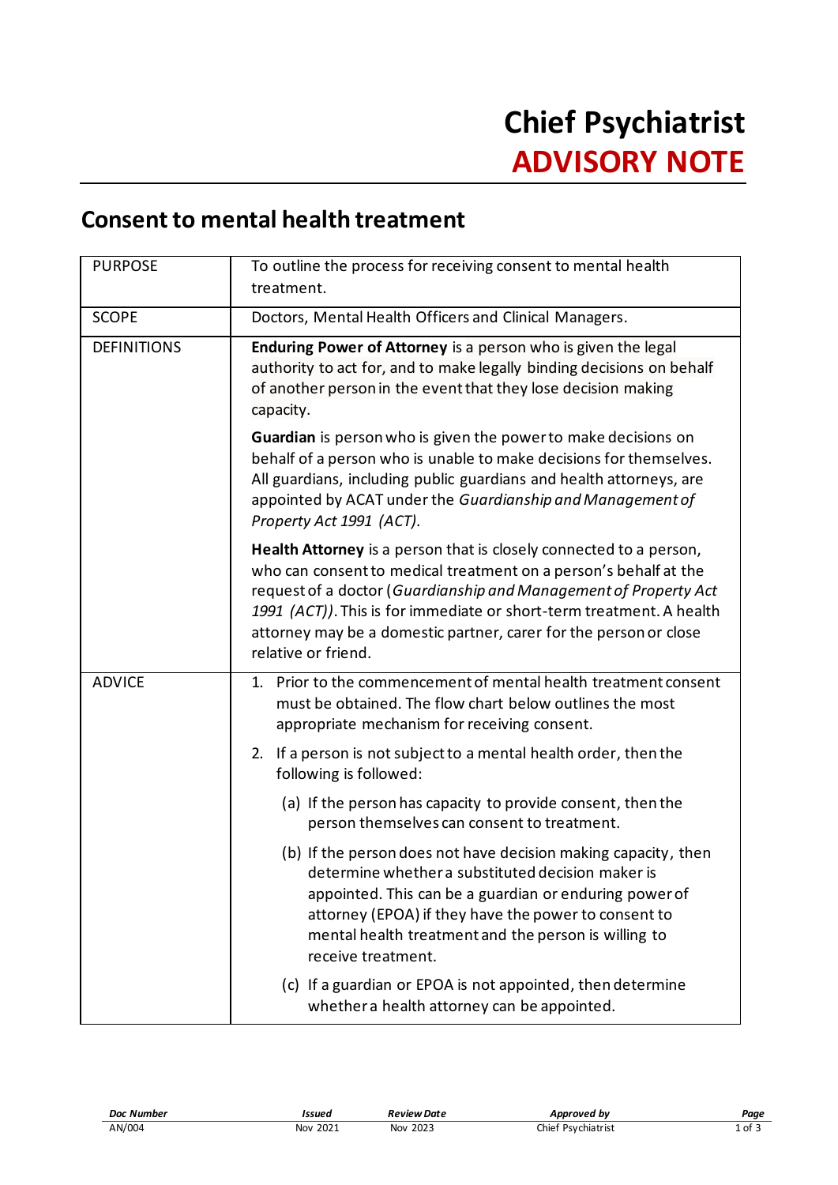# Chief Psychiatrist
# ADVISORY NOTE

## Consent to mental health treatment

| | |
|---|---|
| PURPOSE | To outline the process for receiving consent to mental health treatment. |
| SCOPE | Doctors, Mental Health Officers and Clinical Managers. |
| DEFINITIONS | **Enduring Power of Attorney** is a person who is given the legal authority to act for, and to make legally binding decisions on behalf of another person in the event that they lose decision making capacity.<br><br>**Guardian** is person who is given the power to make decisions on behalf of a person who is unable to make decisions for themselves. All guardians, including public guardians and health attorneys, are appointed by ACAT under the *Guardianship and Management of Property Act 1991 (ACT).*<br><br>**Health Attorney** is a person that is closely connected to a person, who can consent to medical treatment on a person's behalf at the request of a doctor (*Guardianship and Management of Property Act 1991 (ACT))*. This is for immediate or short-term treatment. A health attorney may be a domestic partner, carer for the person or close relative or friend. |
| ADVICE | 1. Prior to the commencement of mental health treatment consent must be obtained. The flow chart below outlines the most appropriate mechanism for receiving consent.<br><br>2. If a person is not subject to a mental health order, then the following is followed:<br><br>(a) If the person has capacity to provide consent, then the person themselves can consent to treatment.<br><br>(b) If the person does not have decision making capacity, then determine whether a substituted decision maker is appointed. This can be a guardian or enduring power of attorney (EPOA) if they have the power to consent to mental health treatment and the person is willing to receive treatment.<br><br>(c) If a guardian or EPOA is not appointed, then determine whether a health attorney can be appointed. |

| Doc Number | Issued | Review Date | Approved by |
|---|---|---|---|
| AN/004 | Nov 2021 | Nov 2023 | Chief Psychiatrist |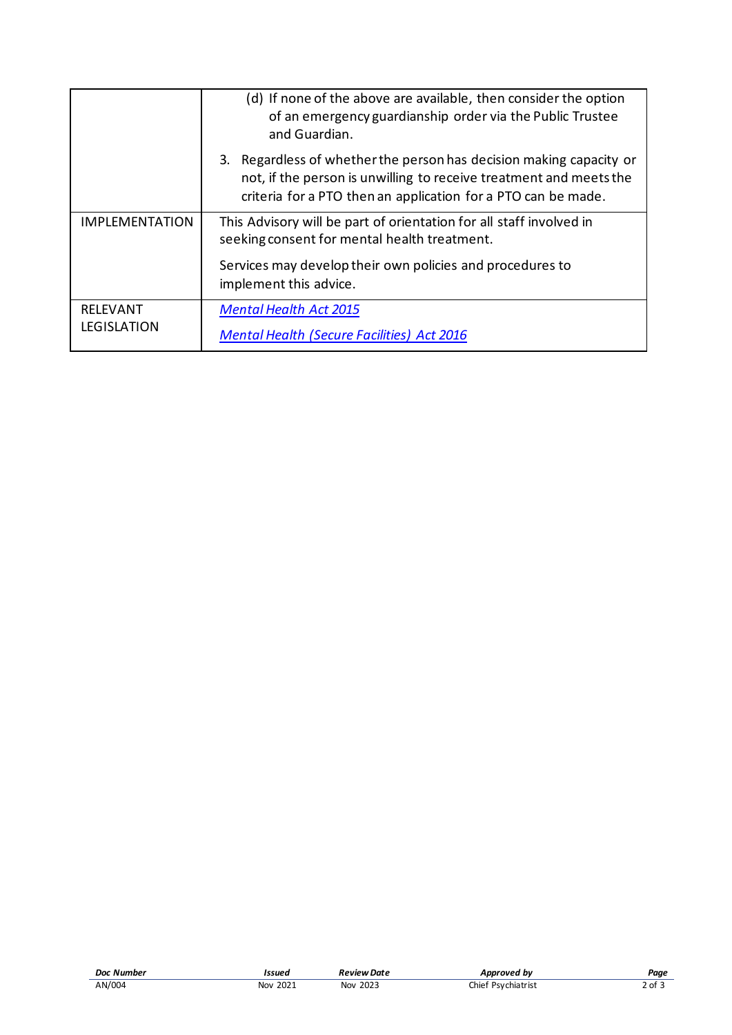| | |
|---|---|
| | (d) If none of the above are available, then consider the option of an emergency guardianship order via the Public Trustee and Guardian.<br><br>3. Regardless of whether the person has decision making capacity or not, if the person is unwilling to receive treatment and meets the criteria for a PTO then an application for a PTO can be made. |
| IMPLEMENTATION | This Advisory will be part of orientation for all staff involved in seeking consent for mental health treatment.<br><br>Services may develop their own policies and procedures to implement this advice. |
| RELEVANT LEGISLATION | *Mental Health Act 2015*<br><br>*Mental Health (Secure Facilities) Act 2016* |

| Doc Number | Issued | Review Date | Approved by |
|---|---|---|---|
| AN/004 | Nov 2021 | Nov 2023 | Chief Psychiatrist |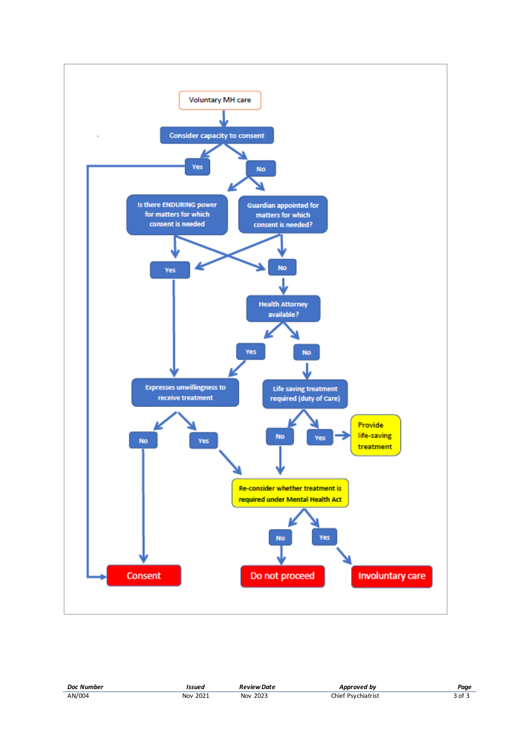Voluntary MH care

Consider capacity to consent

Yes

No

Is there ENDURING power for matters for which consent is needed

Guardian appointed for matters for which consent is needed?

Yes

No

Health Attorney available?

Yes

No

Expresses unwillingness to receive treatment

Life saving treatment required (duty of Care)

No

Yes

No

Yes

Provide life-saving treatment

Re-consider whether treatment is required under Mental Health Act

No

Yes

Consent

Do not proceed

Involuntary care

| Doc Number | Issued | Review Date | Approved by |
|---|---|---|---|
| AN/004 | Nov 2021 | Nov 2023 | Chief Psychiatrist |